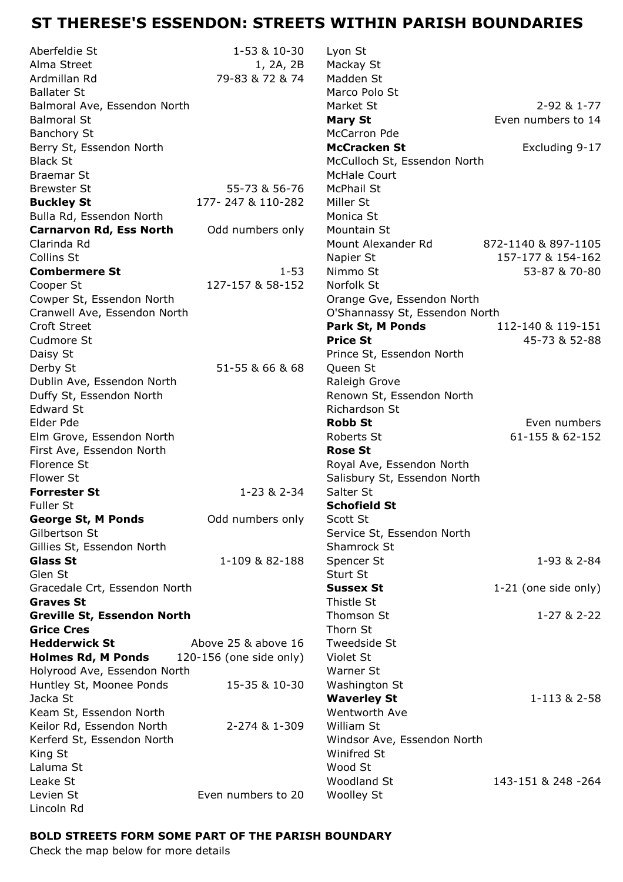# ST THERESE'S ESSENDON: STREETS WITHIN PARISH BOUNDARIES

| | |
|---|---|
| Aberfeldie St | 1-53 & 10-30 |
| Alma Street | 1, 2A, 2B |
| Ardmillan Rd | 79-83 & 72 & 74 |
| Ballater St | |
| Balmoral Ave, Essendon North | |
| Balmoral St | |
| Banchory St | |
| Berry St, Essendon North | |
| Black St | |
| Braemar St | |
| Brewster St | 55-73 & 56-76 |
| **Buckley St** | 177- 247 & 110-282 |
| Bulla Rd, Essendon North | |
| **Carnarvon Rd, Ess North** | Odd numbers only |
| Clarinda Rd | |
| Collins St | |
| **Combermere St** | 1-53 |
| Cooper St | 127-157 & 58-152 |
| Cowper St, Essendon North | |
| Cranwell Ave, Essendon North | |
| Croft Street | |
| Cudmore St | |
| Daisy St | |
| Derby St | 51-55 & 66 & 68 |
| Dublin Ave, Essendon North | |
| Duffy St, Essendon North | |
| Edward St | |
| Elder Pde | |
| Elm Grove, Essendon North | |
| First Ave, Essendon North | |
| Florence St | |
| Flower St | |
| **Forrester St** | 1-23 & 2-34 |
| Fuller St | |
| **George St, M Ponds** | Odd numbers only |
| Gilbertson St | |
| Gillies St, Essendon North | |
| **Glass St** | 1-109 & 82-188 |
| Glen St | |
| Gracedale Crt, Essendon North | |
| **Graves St** | |
| **Greville St, Essendon North** | |
| **Grice Cres** | |
| **Hedderwick St** | Above 25 & above 16 |
| **Holmes Rd, M Ponds** | 120-156 (one side only) |
| Holyrood Ave, Essendon North | |
| Huntley St, Moonee Ponds | 15-35 & 10-30 |
| Jacka St | |
| Keam St, Essendon North | |
| Keilor Rd, Essendon North | 2-274 & 1-309 |
| Kerferd St, Essendon North | |
| King St | |
| Laluma St | |
| Leake St | |
| Levien St | Even numbers to 20 |
| Lincoln Rd | |
| Lyon St | |
| Mackay St | |
| Madden St | |
| Marco Polo St | |
| Market St | 2-92 & 1-77 |
| **Mary St** | Even numbers to 14 |
| McCarron Pde | |
| **McCracken St** | Excluding 9-17 |
| McCulloch St, Essendon North | |
| McHale Court | |
| McPhail St | |
| Miller St | |
| Monica St | |
| Mountain St | |
| Mount Alexander Rd | 872-1140 & 897-1105 |
| Napier St | 157-177 & 154-162 |
| Nimmo St | 53-87 & 70-80 |
| Norfolk St | |
| Orange Gve, Essendon North | |
| O'Shannassy St, Essendon North | |
| **Park St, M Ponds** | 112-140 & 119-151 |
| **Price St** | 45-73 & 52-88 |
| Prince St, Essendon North | |
| Queen St | |
| Raleigh Grove | |
| Renown St, Essendon North | |
| Richardson St | |
| **Robb St** | Even numbers |
| Roberts St | 61-155 & 62-152 |
| **Rose St** | |
| Royal Ave, Essendon North | |
| Salisbury St, Essendon North | |
| Salter St | |
| **Schofield St** | |
| Scott St | |
| Service St, Essendon North | |
| Shamrock St | |
| Spencer St | 1-93 & 2-84 |
| Sturt St | |
| **Sussex St** | 1-21 (one side only) |
| Thistle St | |
| Thomson St | 1-27 & 2-22 |
| Thorn St | |
| Tweedside St | |
| Violet St | |
| Warner St | |
| Washington St | |
| **Waverley St** | 1-113 & 2-58 |
| Wentworth Ave | |
| William St | |
| Windsor Ave, Essendon North | |
| Winifred St | |
| Wood St | |
| Woodland St | 143-151 & 248 -264 |
| Woolley St | |

**BOLD STREETS FORM SOME PART OF THE PARISH BOUNDARY**

Check the map below for more details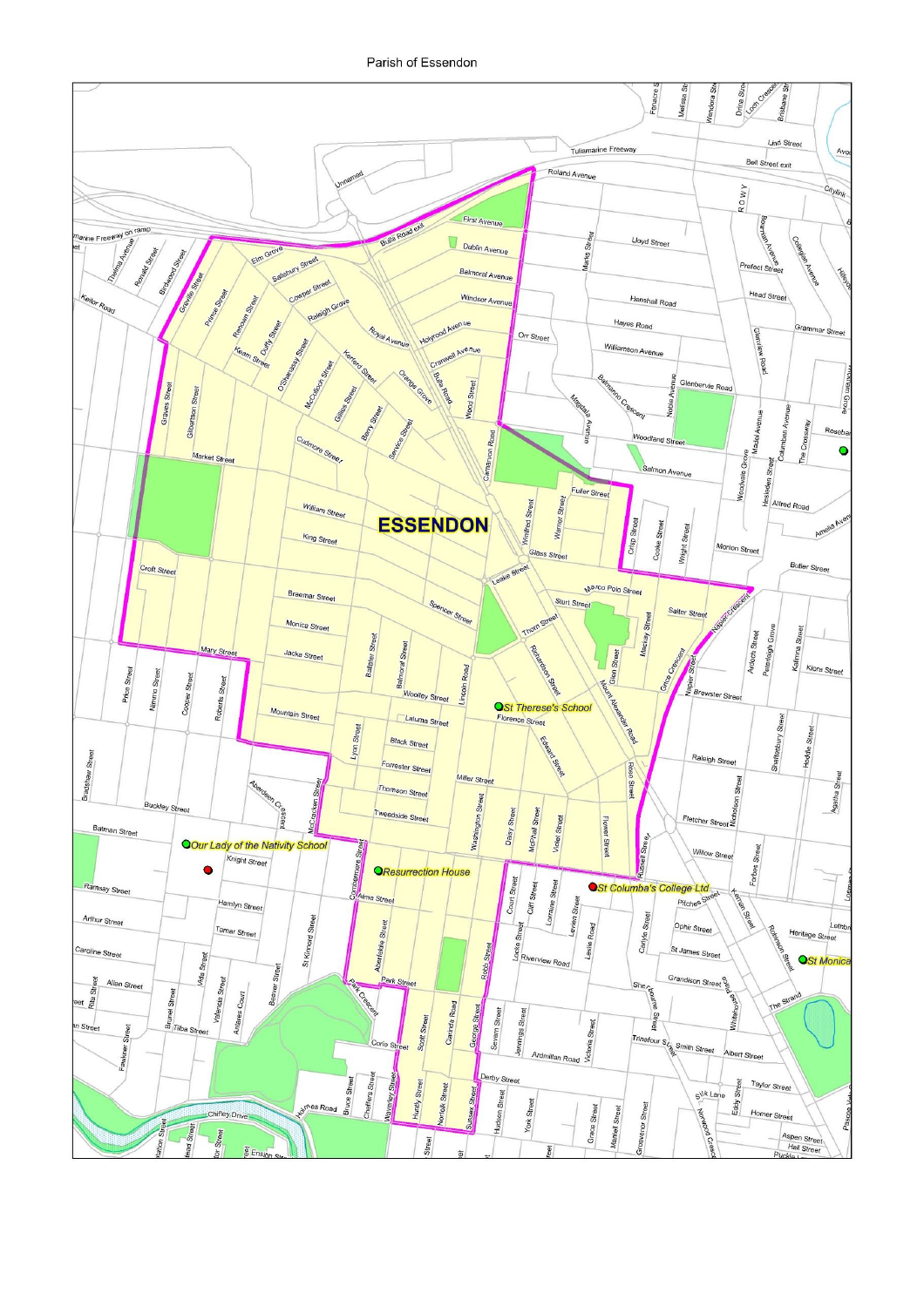Parish of Essendon

ESSENDON

St Therese's School

Our Lady of the Nativity School

Resurrection House

St Columba's College Ltd

St Monica